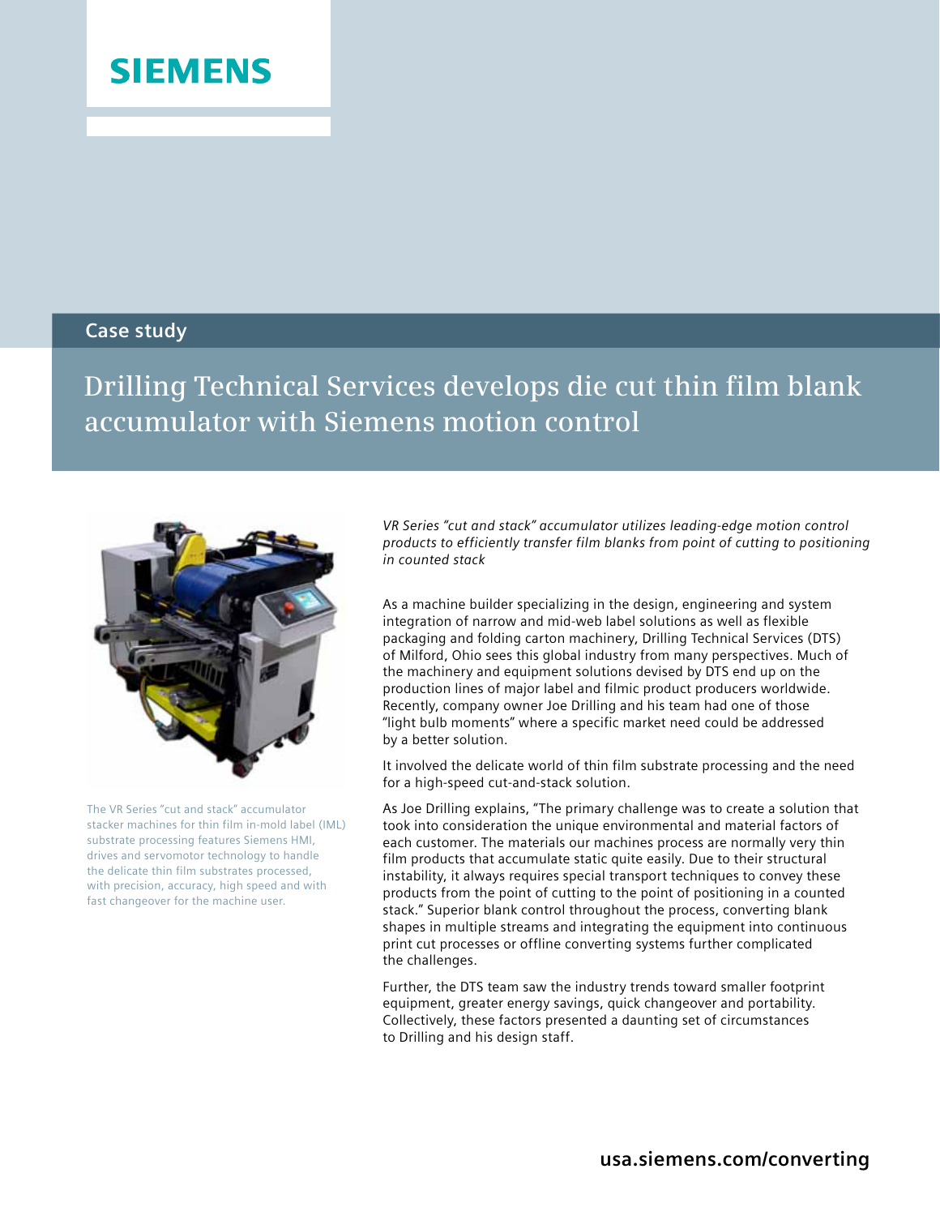SIEMENS

Case study

# Drilling Technical Services develops die cut thin film blank accumulator with Siemens motion control

The VR Series "cut and stack" accumulator stacker machines for thin film in-mold label (IML) substrate processing features Siemens HMI, drives and servomotor technology to handle the delicate thin film substrates processed, with precision, accuracy, high speed and with fast changeover for the machine user.

*VR Series "cut and stack" accumulator utilizes leading-edge motion control products to efficiently transfer film blanks from point of cutting to positioning in counted stack*

As a machine builder specializing in the design, engineering and system integration of narrow and mid-web label solutions as well as flexible packaging and folding carton machinery, Drilling Technical Services (DTS) of Milford, Ohio sees this global industry from many perspectives. Much of the machinery and equipment solutions devised by DTS end up on the production lines of major label and filmic product producers worldwide. Recently, company owner Joe Drilling and his team had one of those "light bulb moments" where a specific market need could be addressed by a better solution.

It involved the delicate world of thin film substrate processing and the need for a high-speed cut-and-stack solution.

As Joe Drilling explains, "The primary challenge was to create a solution that took into consideration the unique environmental and material factors of each customer. The materials our machines process are normally very thin film products that accumulate static quite easily. Due to their structural instability, it always requires special transport techniques to convey these products from the point of cutting to the point of positioning in a counted stack." Superior blank control throughout the process, converting blank shapes in multiple streams and integrating the equipment into continuous print cut processes or offline converting systems further complicated the challenges.

Further, the DTS team saw the industry trends toward smaller footprint equipment, greater energy savings, quick changeover and portability. Collectively, these factors presented a daunting set of circumstances to Drilling and his design staff.

**usa.siemens.com/converting**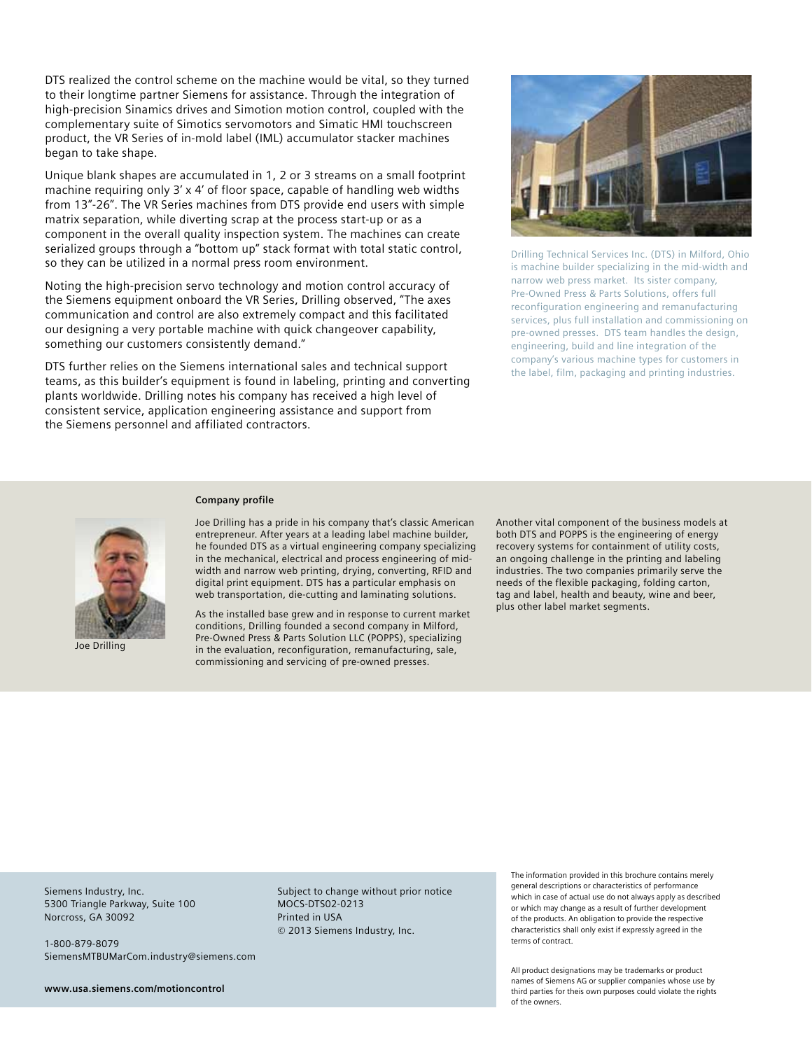DTS realized the control scheme on the machine would be vital, so they turned to their longtime partner Siemens for assistance. Through the integration of high-precision Sinamics drives and Simotion motion control, coupled with the complementary suite of Simotics servomotors and Simatic HMI touchscreen product, the VR Series of in-mold label (IML) accumulator stacker machines began to take shape.

Unique blank shapes are accumulated in 1, 2 or 3 streams on a small footprint machine requiring only 3' x 4' of floor space, capable of handling web widths from 13"-26". The VR Series machines from DTS provide end users with simple matrix separation, while diverting scrap at the process start-up or as a component in the overall quality inspection system. The machines can create serialized groups through a "bottom up" stack format with total static control, so they can be utilized in a normal press room environment.

Noting the high-precision servo technology and motion control accuracy of the Siemens equipment onboard the VR Series, Drilling observed, "The axes communication and control are also extremely compact and this facilitated our designing a very portable machine with quick changeover capability, something our customers consistently demand."

DTS further relies on the Siemens international sales and technical support teams, as this builder's equipment is found in labeling, printing and converting plants worldwide. Drilling notes his company has received a high level of consistent service, application engineering assistance and support from the Siemens personnel and affiliated contractors.

Drilling Technical Services Inc. (DTS) in Milford, Ohio is machine builder specializing in the mid-width and narrow web press market. Its sister company, Pre-Owned Press & Parts Solutions, offers full reconfiguration engineering and remanufacturing services, plus full installation and commissioning on pre-owned presses. DTS team handles the design, engineering, build and line integration of the company's various machine types for customers in the label, film, packaging and printing industries.

**Company profile**

Joe Drilling

Joe Drilling has a pride in his company that's classic American entrepreneur. After years at a leading label machine builder, he founded DTS as a virtual engineering company specializing in the mechanical, electrical and process engineering of mid-width and narrow web printing, drying, converting, RFID and digital print equipment. DTS has a particular emphasis on web transportation, die-cutting and laminating solutions.

As the installed base grew and in response to current market conditions, Drilling founded a second company in Milford, Pre-Owned Press & Parts Solution LLC (POPPS), specializing in the evaluation, reconfiguration, remanufacturing, sale, commissioning and servicing of pre-owned presses.

Another vital component of the business models at both DTS and POPPS is the engineering of energy recovery systems for containment of utility costs, an ongoing challenge in the printing and labeling industries. The two companies primarily serve the needs of the flexible packaging, folding carton, tag and label, health and beauty, wine and beer, plus other label market segments.

Siemens Industry, Inc.
5300 Triangle Parkway, Suite 100
Norcross, GA 30092

1-800-879-8079
SiemensMTBUMarCom.industry@siemens.com

**www.usa.siemens.com/motioncontrol**

Subject to change without prior notice
MOCS-DTS02-0213
Printed in USA
© 2013 Siemens Industry, Inc.

The information provided in this brochure contains merely general descriptions or characteristics of performance which in case of actual use do not always apply as described or which may change as a result of further development of the products. An obligation to provide the respective characteristics shall only exist if expressly agreed in the terms of contract.

All product designations may be trademarks or product names of Siemens AG or supplier companies whose use by third parties for theis own purposes could violate the rights of the owners.